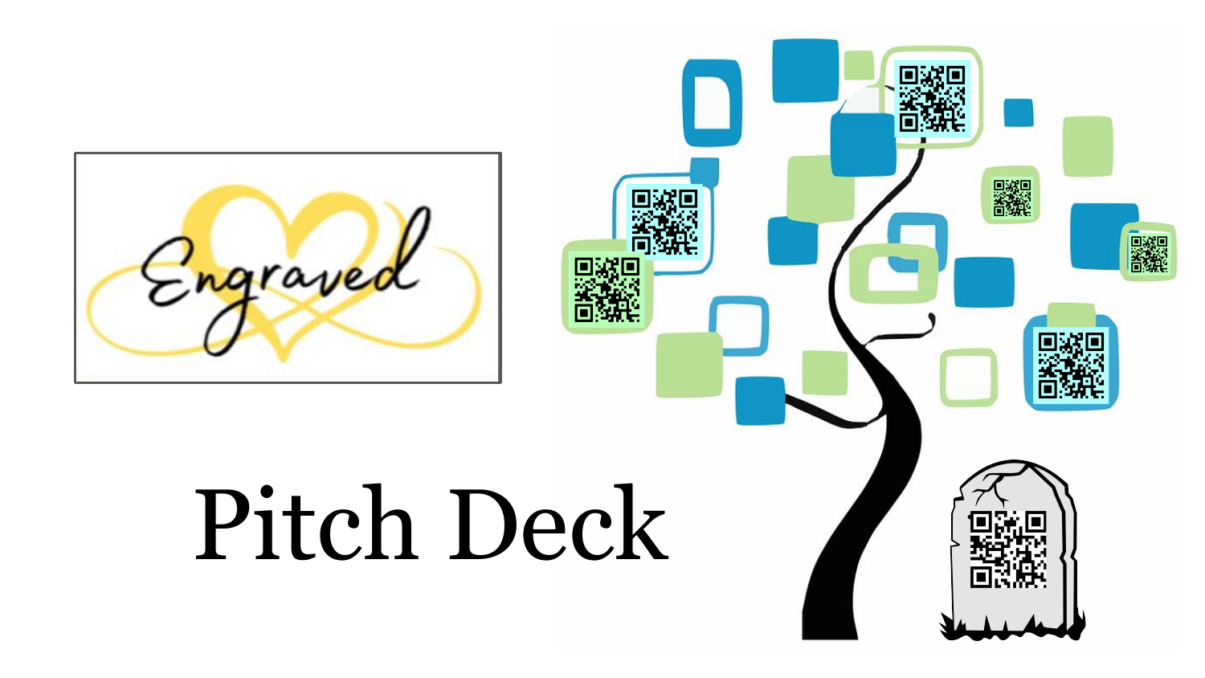Engraved

# Pitch Deck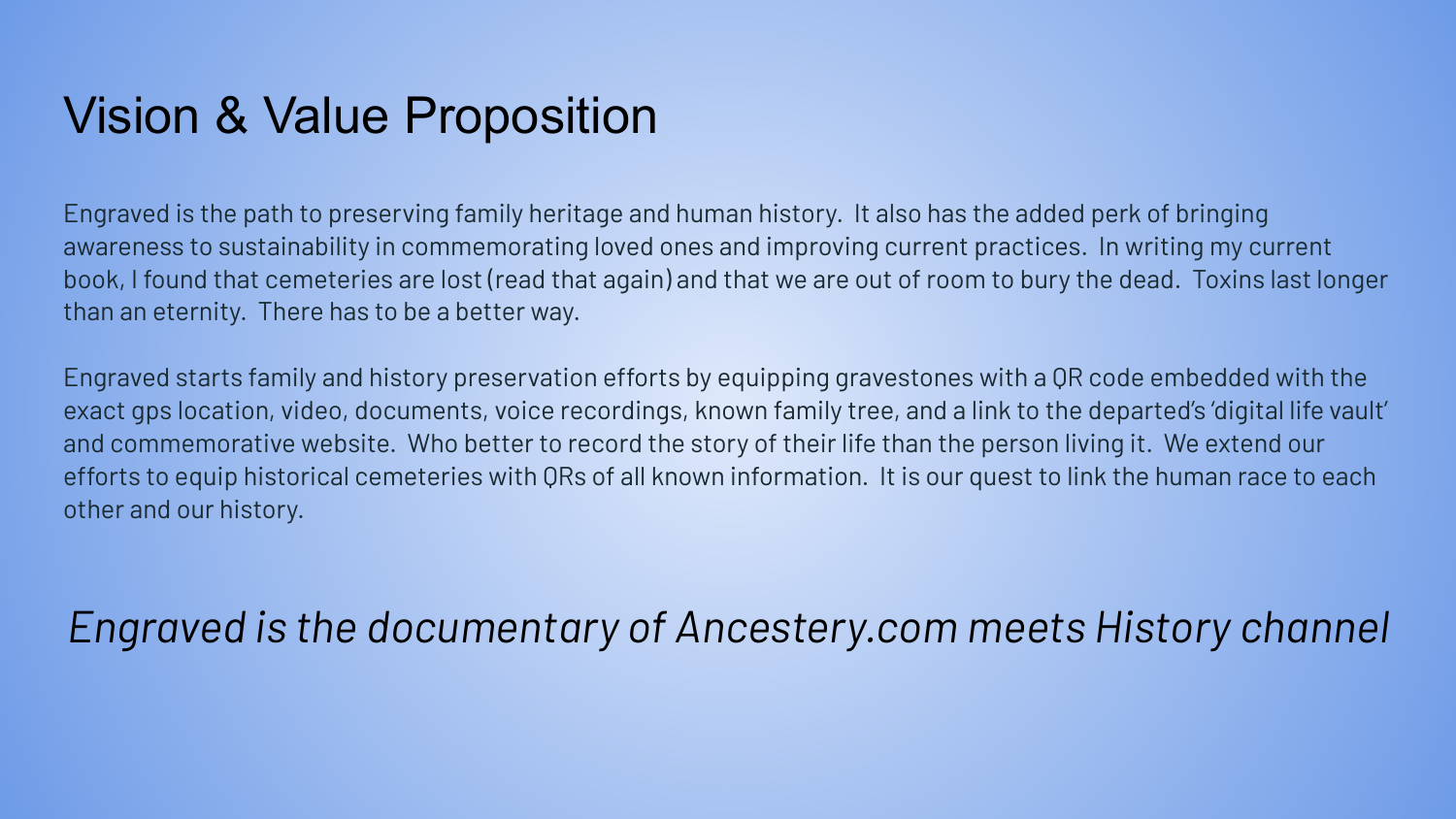# Vision & Value Proposition

Engraved is the path to preserving family heritage and human history.  It also has the added perk of bringing awareness to sustainability in commemorating loved ones and improving current practices.  In writing my current book, I found that cemeteries are lost (read that again) and that we are out of room to bury the dead.  Toxins last longer than an eternity.  There has to be a better way.

Engraved starts family and history preservation efforts by equipping gravestones with a QR code embedded with the exact gps location, video, documents, voice recordings, known family tree, and a link to the departed's 'digital life vault' and commemorative website.  Who better to record the story of their life than the person living it.  We extend our efforts to equip historical cemeteries with QRs of all known information.  It is our quest to link the human race to each other and our history.

*Engraved is the documentary of Ancestery.com meets History channel*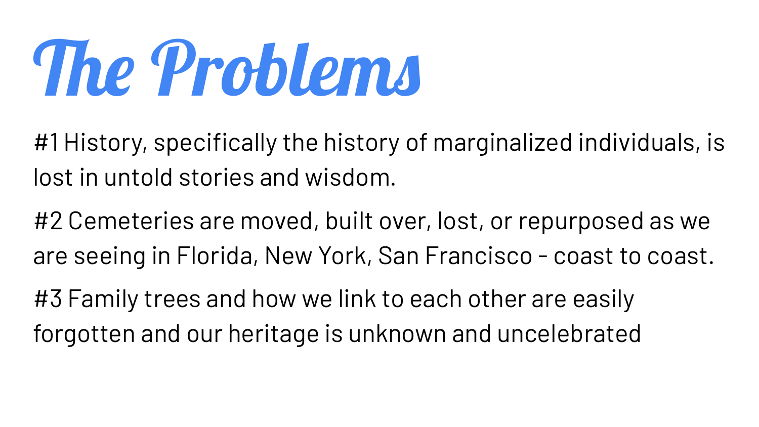# The Problems

#1 History, specifically the history of marginalized individuals, is lost in untold stories and wisdom.

#2 Cemeteries are moved, built over, lost, or repurposed as we are seeing in Florida, New York, San Francisco - coast to coast.

#3 Family trees and how we link to each other are easily forgotten and our heritage is unknown and uncelebrated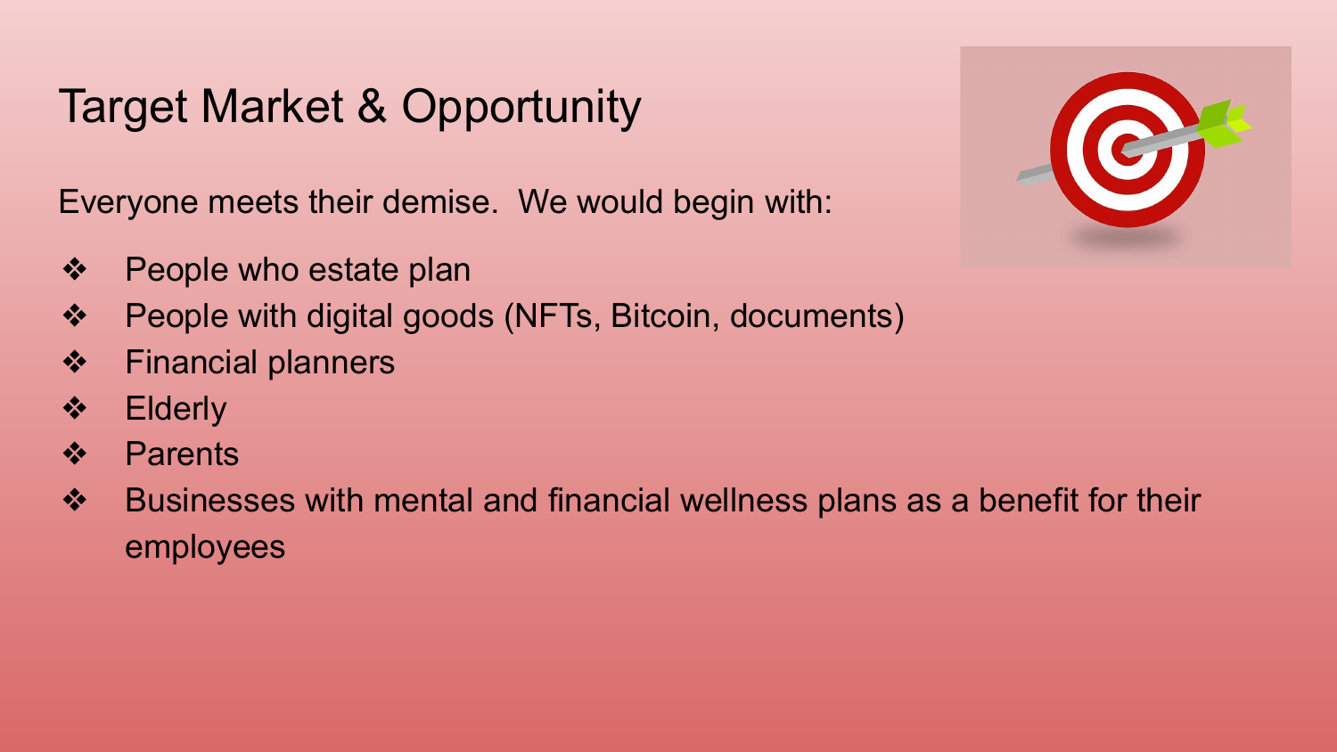# Target Market & Opportunity

Everyone meets their demise. We would begin with:

- People who estate plan
- People with digital goods (NFTs, Bitcoin, documents)
- Financial planners
- Elderly
- Parents
- Businesses with mental and financial wellness plans as a benefit for their employees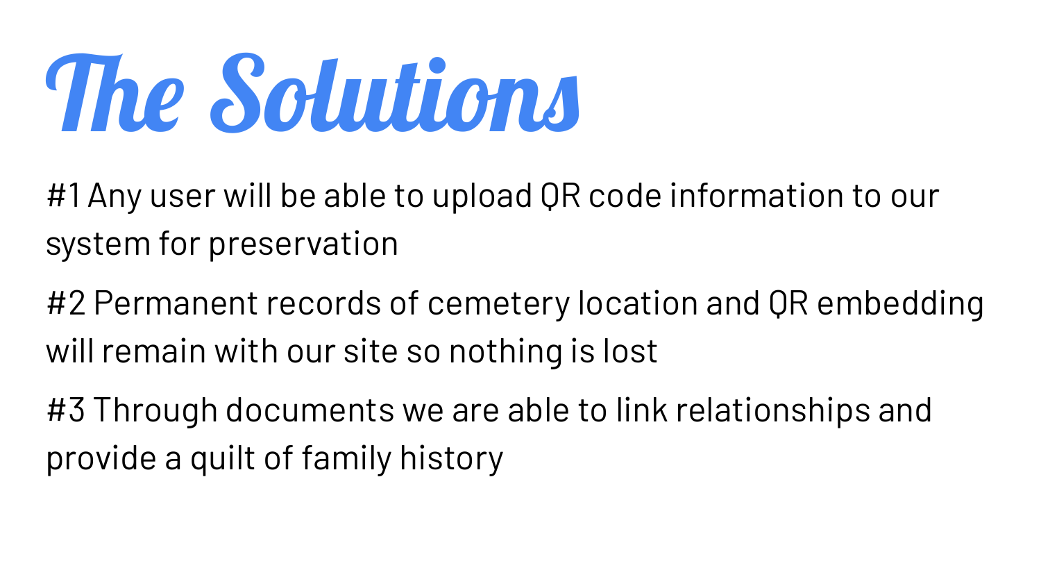# The Solutions

#1 Any user will be able to upload QR code information to our system for preservation

#2 Permanent records of cemetery location and QR embedding will remain with our site so nothing is lost

#3 Through documents we are able to link relationships and provide a quilt of family history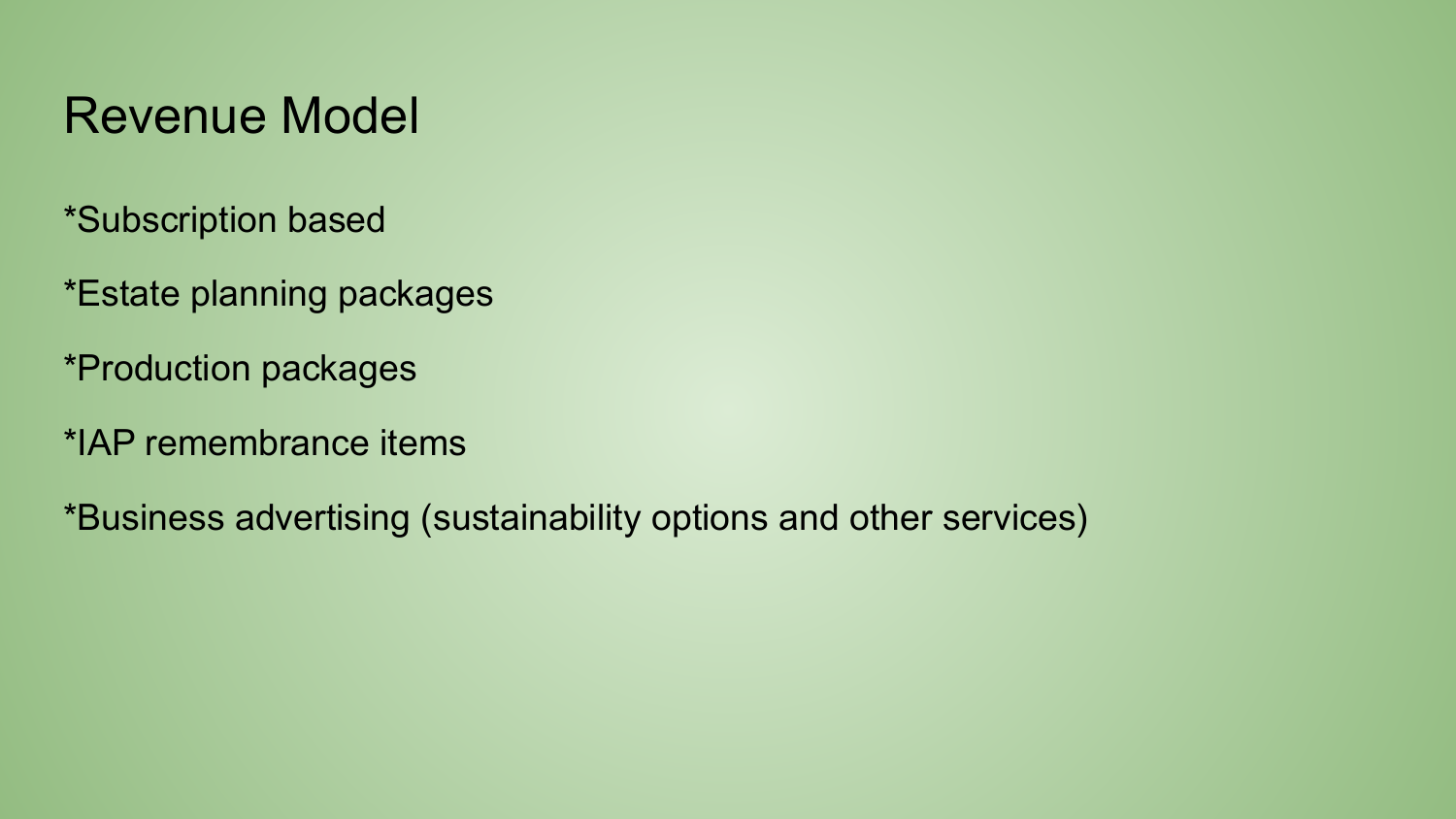# Revenue Model

*Subscription based

*Estate planning packages

*Production packages

*IAP remembrance items

*Business advertising (sustainability options and other services)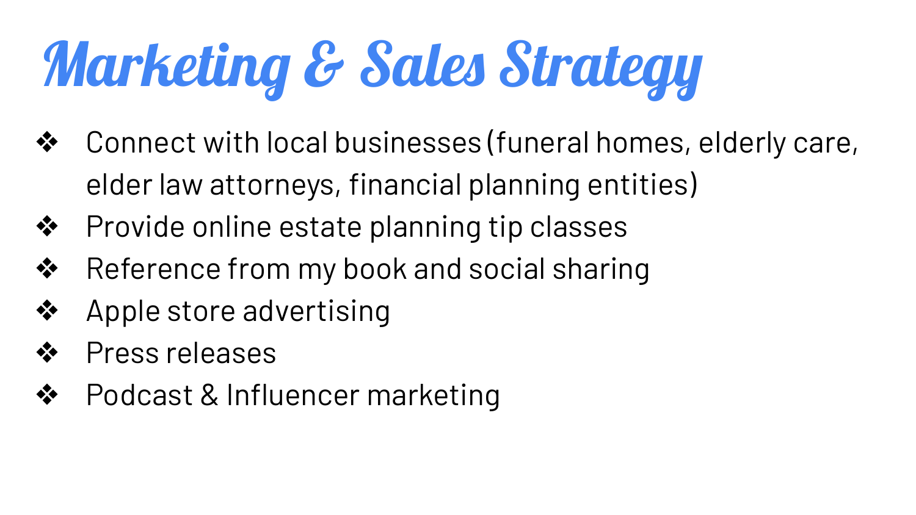# Marketing & Sales Strategy

- Connect with local businesses (funeral homes, elderly care, elder law attorneys, financial planning entities)
- Provide online estate planning tip classes
- Reference from my book and social sharing
- Apple store advertising
- Press releases
- Podcast & Influencer marketing